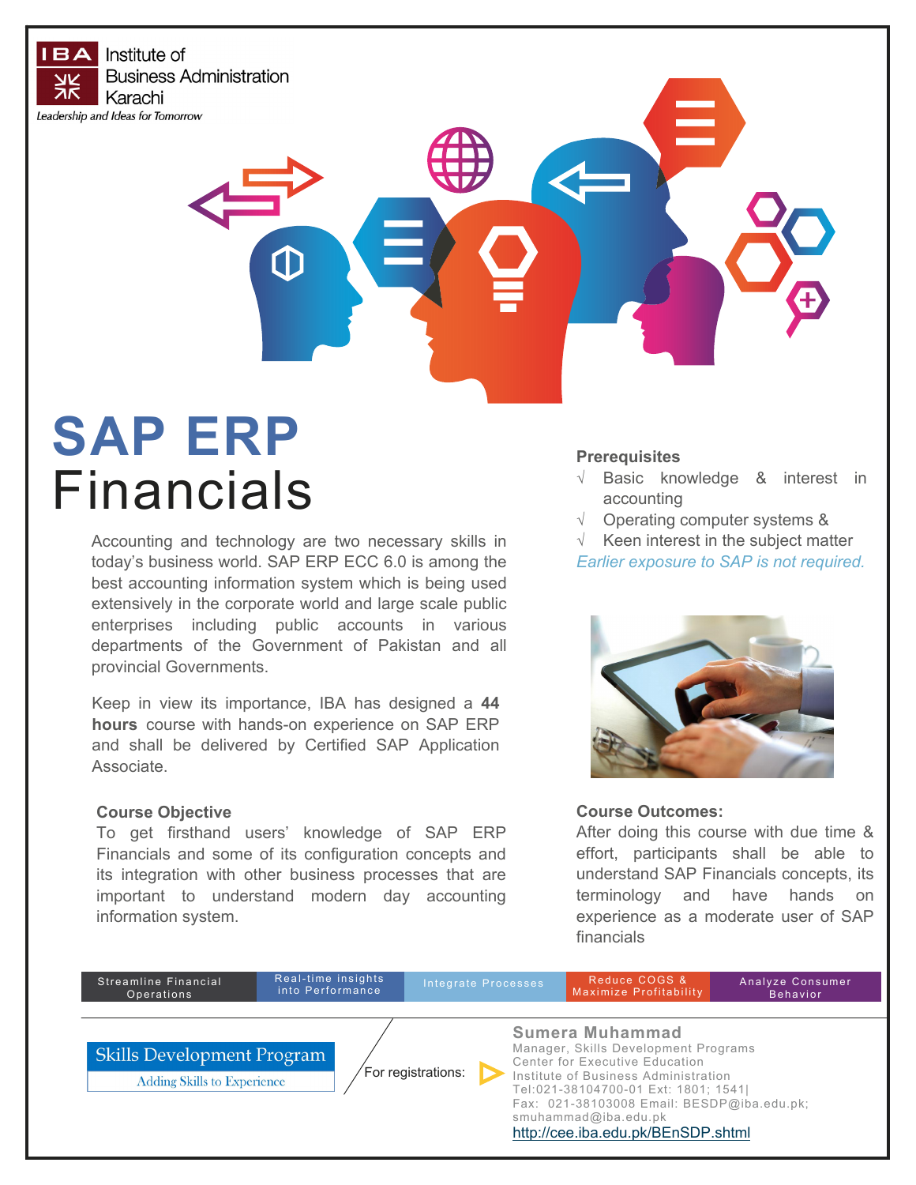IBA Institute of Business Administration Karachi

*Leadership and Ideas for Tomorrow*

# SAP ERP Financials

Accounting and technology are two necessary skills in today's business world. SAP ERP ECC 6.0 is among the best accounting information system which is being used extensively in the corporate world and large scale public enterprises including public accounts in various departments of the Government of Pakistan and all provincial Governments.

Keep in view its importance, IBA has designed a **44 hours** course with hands-on experience on SAP ERP and shall be delivered by Certified SAP Application Associate.

### Course Objective

To get firsthand users' knowledge of SAP ERP Financials and some of its configuration concepts and its integration with other business processes that are important to understand modern day accounting information system.

### Prerequisites

- √ Basic knowledge & interest in accounting
- √ Operating computer systems &
- √ Keen interest in the subject matter

*Earlier exposure to SAP is not required.*

### Course Outcomes:

After doing this course with due time & effort, participants shall be able to understand SAP Financials concepts, its terminology and have hands on experience as a moderate user of SAP financials

| Streamline Financial Operations | Real-time insights into Performance | Integrate Processes | Reduce COGS & Maximize Profitability | Analyze Consumer Behavior |
|---|---|---|---|---|

**Skills Development Program**
Adding Skills to Experience

For registrations:

**Sumera Muhammad**
Manager, Skills Development Programs
Center for Executive Education
Institute of Business Administration
Tel:021-38104700-01 Ext: 1801; 1541|
Fax: 021-38103008 Email: BESDP@iba.edu.pk; smuhammad@iba.edu.pk
http://cee.iba.edu.pk/BEnSDP.shtml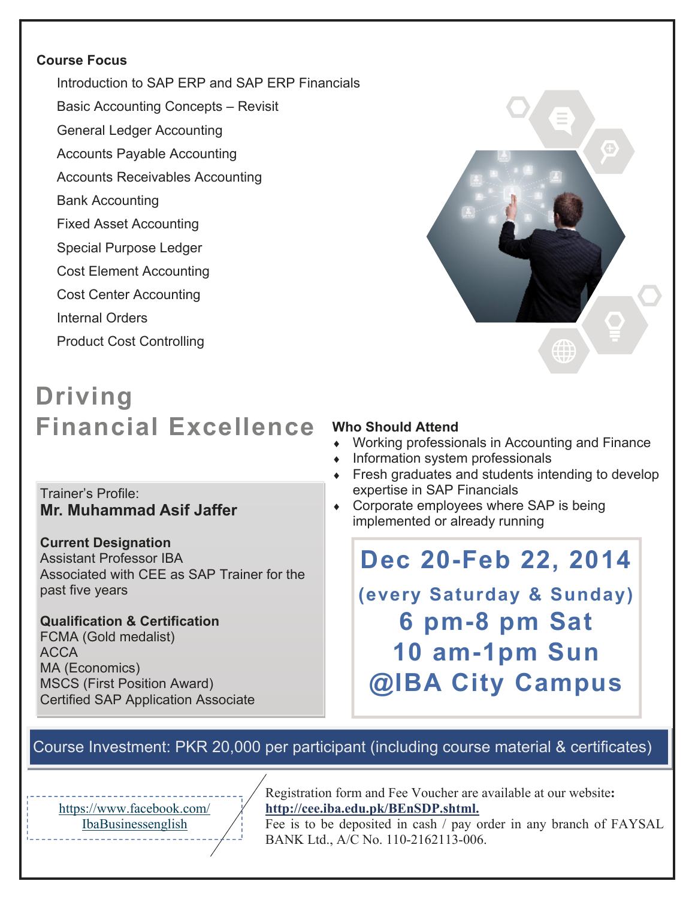## Course Focus

- Introduction to SAP ERP and SAP ERP Financials
- Basic Accounting Concepts – Revisit
- General Ledger Accounting
- Accounts Payable Accounting
- Accounts Receivables Accounting
- Bank Accounting
- Fixed Asset Accounting
- Special Purpose Ledger
- Cost Element Accounting
- Cost Center Accounting
- Internal Orders
- Product Cost Controlling

# Driving Financial Excellence

Trainer's Profile:
**Mr. Muhammad Asif Jaffer**

**Current Designation**
Assistant Professor IBA
Associated with CEE as SAP Trainer for the past five years

**Qualification & Certification**
FCMA (Gold medalist)
ACCA
MA (Economics)
MSCS (First Position Award)
Certified SAP Application Associate

## Who Should Attend

- Working professionals in Accounting and Finance
- Information system professionals
- Fresh graduates and students intending to develop expertise in SAP Financials
- Corporate employees where SAP is being implemented or already running

**Dec 20-Feb 22, 2014**
**(every Saturday & Sunday)**
**6 pm-8 pm Sat**
**10 am-1pm Sun**
**@IBA City Campus**

Course Investment: PKR 20,000 per participant (including course material & certificates)

https://www.facebook.com/IbaBusinessenglish

Registration form and Fee Voucher are available at our website: **http://cee.iba.edu.pk/BEnSDP.shtml.**
Fee is to be deposited in cash / pay order in any branch of FAYSAL BANK Ltd., A/C No. 110-2162113-006.